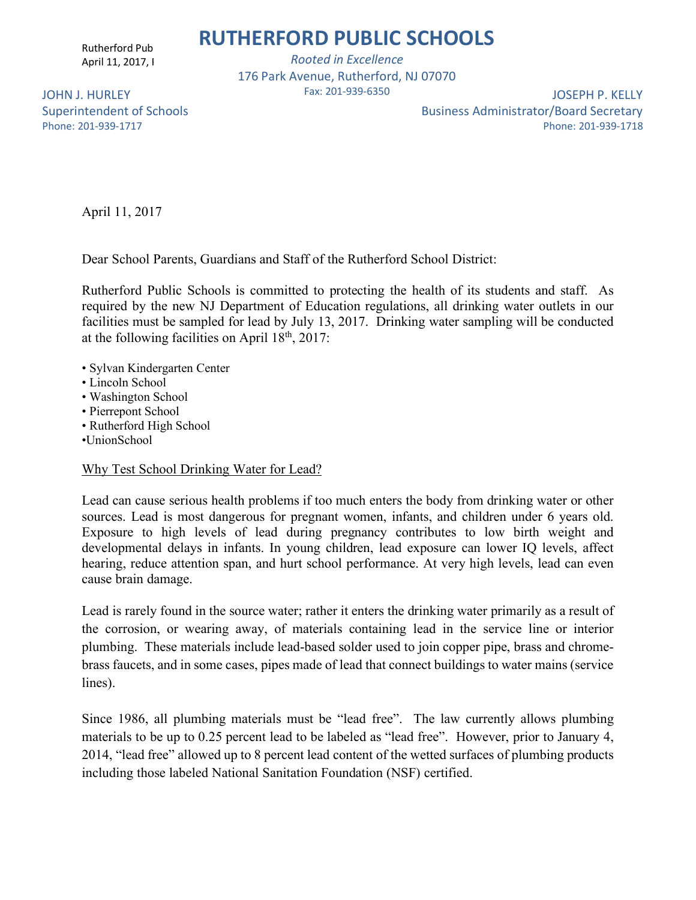# RUTHERFORD PUBLIC SCHOOLS

*Rooted in Excellence*

176 Park Avenue, Rutherford, NJ 07070

Fax: 201-939-6350

JOHN J. HURLEY
Superintendent of Schools
Phone: 201-939-1717

JOSEPH P. KELLY
Business Administrator/Board Secretary
Phone: 201-939-1718

April 11, 2017

Dear School Parents, Guardians and Staff of the Rutherford School District:

Rutherford Public Schools is committed to protecting the health of its students and staff. As required by the new NJ Department of Education regulations, all drinking water outlets in our facilities must be sampled for lead by July 13, 2017. Drinking water sampling will be conducted at the following facilities on April 18th, 2017:

- Sylvan Kindergarten Center
- Lincoln School
- Washington School
- Pierrepont School
- Rutherford High School
- UnionSchool

<u>Why Test School Drinking Water for Lead?</u>

Lead can cause serious health problems if too much enters the body from drinking water or other sources. Lead is most dangerous for pregnant women, infants, and children under 6 years old. Exposure to high levels of lead during pregnancy contributes to low birth weight and developmental delays in infants. In young children, lead exposure can lower IQ levels, affect hearing, reduce attention span, and hurt school performance. At very high levels, lead can even cause brain damage.

Lead is rarely found in the source water; rather it enters the drinking water primarily as a result of the corrosion, or wearing away, of materials containing lead in the service line or interior plumbing. These materials include lead-based solder used to join copper pipe, brass and chrome-brass faucets, and in some cases, pipes made of lead that connect buildings to water mains (service lines).

Since 1986, all plumbing materials must be "lead free". The law currently allows plumbing materials to be up to 0.25 percent lead to be labeled as "lead free". However, prior to January 4, 2014, "lead free" allowed up to 8 percent lead content of the wetted surfaces of plumbing products including those labeled National Sanitation Foundation (NSF) certified.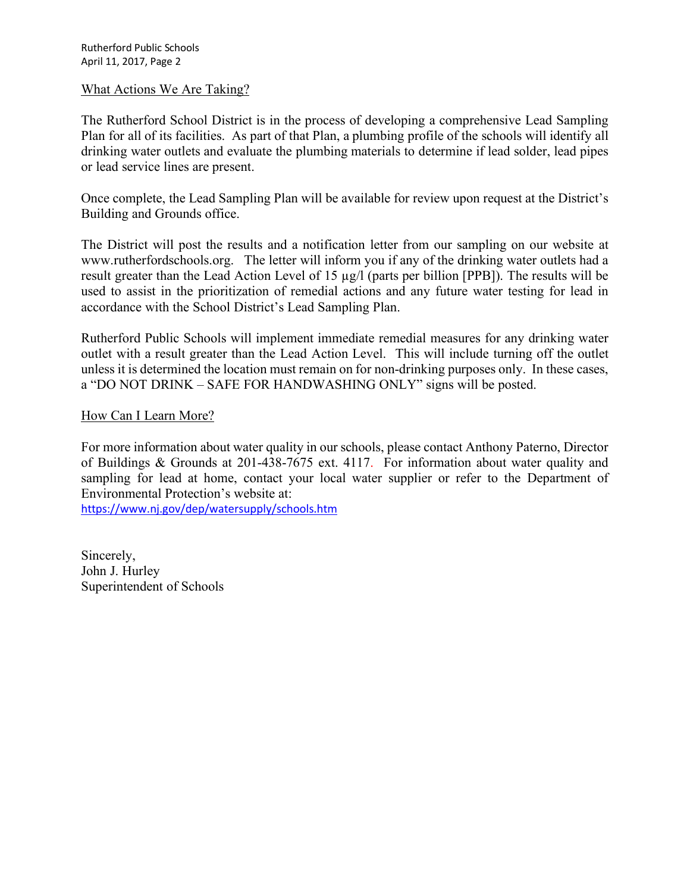## What Actions We Are Taking?

The Rutherford School District is in the process of developing a comprehensive Lead Sampling Plan for all of its facilities. As part of that Plan, a plumbing profile of the schools will identify all drinking water outlets and evaluate the plumbing materials to determine if lead solder, lead pipes or lead service lines are present.

Once complete, the Lead Sampling Plan will be available for review upon request at the District's Building and Grounds office.

The District will post the results and a notification letter from our sampling on our website at www.rutherfordschools.org. The letter will inform you if any of the drinking water outlets had a result greater than the Lead Action Level of 15 µg/l (parts per billion [PPB]). The results will be used to assist in the prioritization of remedial actions and any future water testing for lead in accordance with the School District's Lead Sampling Plan.

Rutherford Public Schools will implement immediate remedial measures for any drinking water outlet with a result greater than the Lead Action Level. This will include turning off the outlet unless it is determined the location must remain on for non-drinking purposes only. In these cases, a "DO NOT DRINK – SAFE FOR HANDWASHING ONLY" signs will be posted.

## How Can I Learn More?

For more information about water quality in our schools, please contact Anthony Paterno, Director of Buildings & Grounds at 201-438-7675 ext. 4117. For information about water quality and sampling for lead at home, contact your local water supplier or refer to the Department of Environmental Protection's website at:
https://www.nj.gov/dep/watersupply/schools.htm

Sincerely,
John J. Hurley
Superintendent of Schools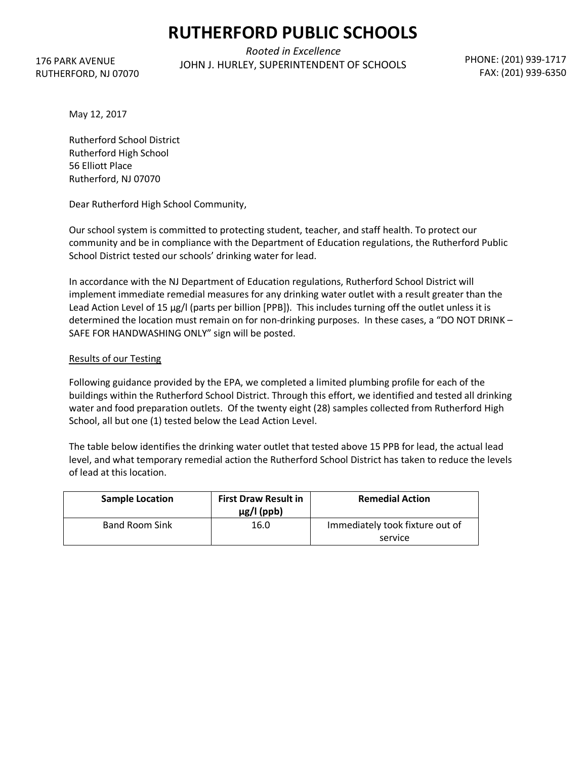# RUTHERFORD PUBLIC SCHOOLS

176 PARK AVENUE
RUTHERFORD, NJ 07070

*Rooted in Excellence*
JOHN J. HURLEY, SUPERINTENDENT OF SCHOOLS

PHONE: (201) 939-1717
FAX: (201) 939-6350

May 12, 2017

Rutherford School District
Rutherford High School
56 Elliott Place
Rutherford, NJ 07070

Dear Rutherford High School Community,

Our school system is committed to protecting student, teacher, and staff health. To protect our community and be in compliance with the Department of Education regulations, the Rutherford Public School District tested our schools' drinking water for lead.

In accordance with the NJ Department of Education regulations, Rutherford School District will implement immediate remedial measures for any drinking water outlet with a result greater than the Lead Action Level of 15 µg/l (parts per billion [PPB]). This includes turning off the outlet unless it is determined the location must remain on for non-drinking purposes. In these cases, a "DO NOT DRINK – SAFE FOR HANDWASHING ONLY" sign will be posted.

<u>Results of our Testing</u>

Following guidance provided by the EPA, we completed a limited plumbing profile for each of the buildings within the Rutherford School District. Through this effort, we identified and tested all drinking water and food preparation outlets. Of the twenty eight (28) samples collected from Rutherford High School, all but one (1) tested below the Lead Action Level.

The table below identifies the drinking water outlet that tested above 15 PPB for lead, the actual lead level, and what temporary remedial action the Rutherford School District has taken to reduce the levels of lead at this location.

| Sample Location | First Draw Result in µg/l (ppb) | Remedial Action |
|---|---|---|
| Band Room Sink | 16.0 | Immediately took fixture out of service |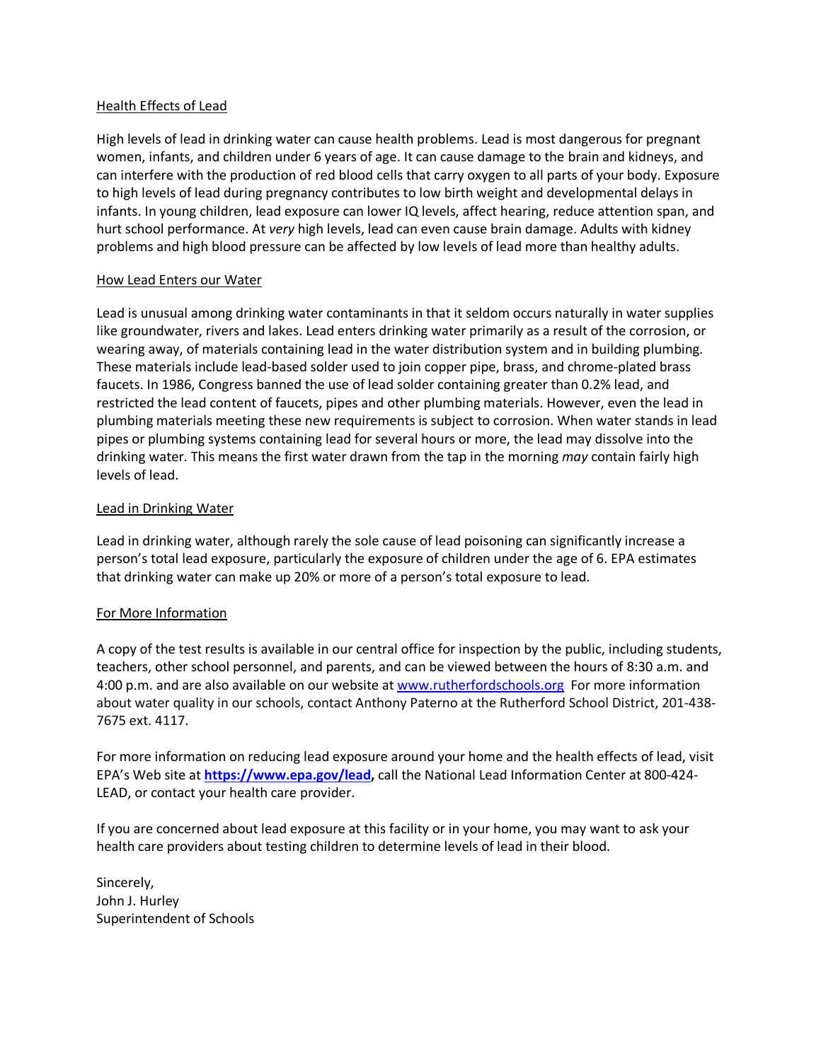## Health Effects of Lead

High levels of lead in drinking water can cause health problems. Lead is most dangerous for pregnant women, infants, and children under 6 years of age. It can cause damage to the brain and kidneys, and can interfere with the production of red blood cells that carry oxygen to all parts of your body. Exposure to high levels of lead during pregnancy contributes to low birth weight and developmental delays in infants. In young children, lead exposure can lower IQ levels, affect hearing, reduce attention span, and hurt school performance. At *very* high levels, lead can even cause brain damage. Adults with kidney problems and high blood pressure can be affected by low levels of lead more than healthy adults.

## How Lead Enters our Water

Lead is unusual among drinking water contaminants in that it seldom occurs naturally in water supplies like groundwater, rivers and lakes. Lead enters drinking water primarily as a result of the corrosion, or wearing away, of materials containing lead in the water distribution system and in building plumbing. These materials include lead-based solder used to join copper pipe, brass, and chrome-plated brass faucets. In 1986, Congress banned the use of lead solder containing greater than 0.2% lead, and restricted the lead content of faucets, pipes and other plumbing materials. However, even the lead in plumbing materials meeting these new requirements is subject to corrosion. When water stands in lead pipes or plumbing systems containing lead for several hours or more, the lead may dissolve into the drinking water. This means the first water drawn from the tap in the morning *may* contain fairly high levels of lead.

## Lead in Drinking Water

Lead in drinking water, although rarely the sole cause of lead poisoning can significantly increase a person's total lead exposure, particularly the exposure of children under the age of 6. EPA estimates that drinking water can make up 20% or more of a person's total exposure to lead.

## For More Information

A copy of the test results is available in our central office for inspection by the public, including students, teachers, other school personnel, and parents, and can be viewed between the hours of 8:30 a.m. and 4:00 p.m. and are also available on our website at www.rutherfordschools.org For more information about water quality in our schools, contact Anthony Paterno at the Rutherford School District, 201-438-7675 ext. 4117.

For more information on reducing lead exposure around your home and the health effects of lead, visit EPA's Web site at **https://www.epa.gov/lead,** call the National Lead Information Center at 800-424-LEAD, or contact your health care provider.

If you are concerned about lead exposure at this facility or in your home, you may want to ask your health care providers about testing children to determine levels of lead in their blood.

Sincerely,
John J. Hurley
Superintendent of Schools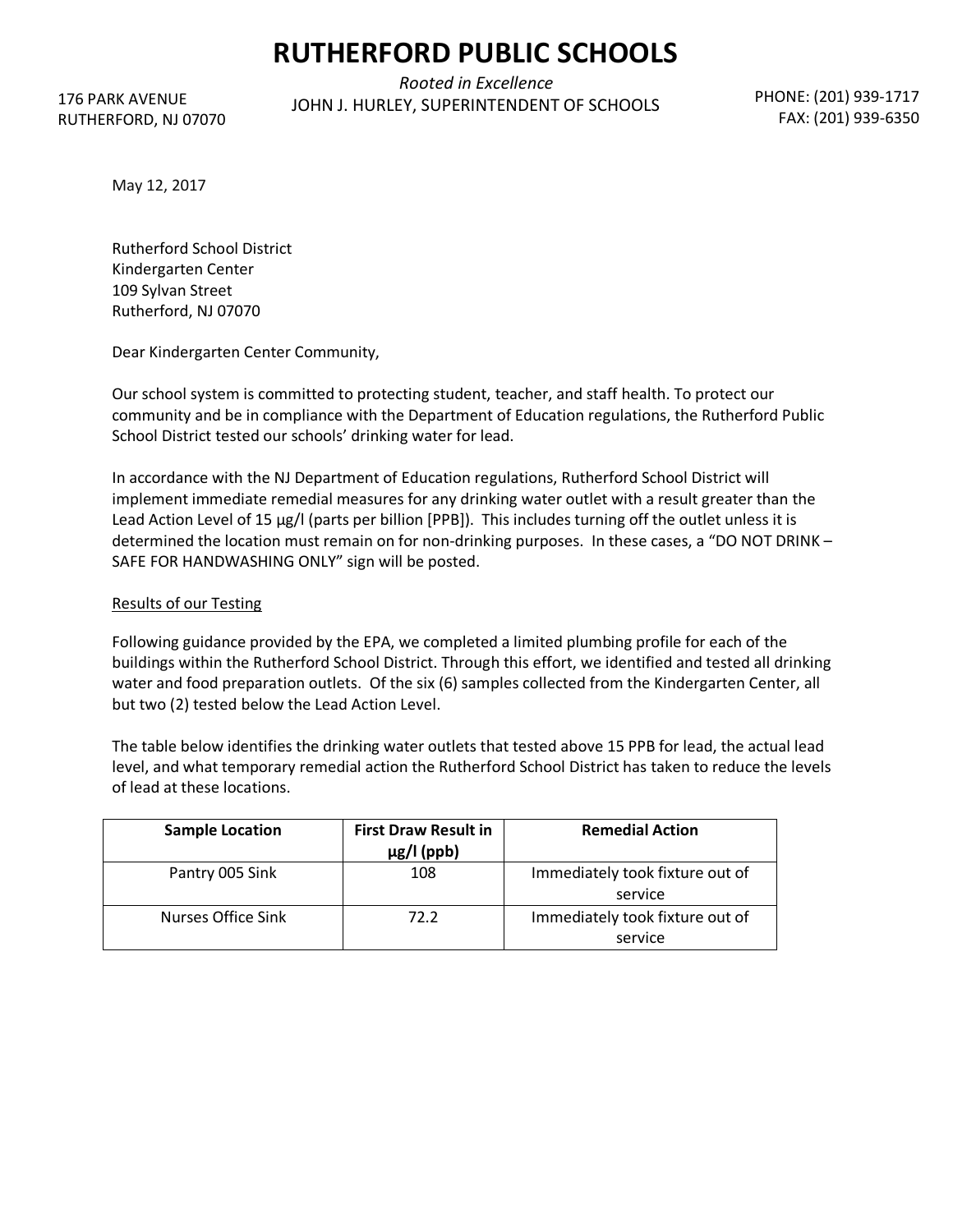# RUTHERFORD PUBLIC SCHOOLS

*Rooted in Excellence*

JOHN J. HURLEY, SUPERINTENDENT OF SCHOOLS

176 PARK AVENUE
RUTHERFORD, NJ 07070

PHONE: (201) 939-1717
FAX: (201) 939-6350

May 12, 2017

Rutherford School District
Kindergarten Center
109 Sylvan Street
Rutherford, NJ 07070

Dear Kindergarten Center Community,

Our school system is committed to protecting student, teacher, and staff health. To protect our community and be in compliance with the Department of Education regulations, the Rutherford Public School District tested our schools' drinking water for lead.

In accordance with the NJ Department of Education regulations, Rutherford School District will implement immediate remedial measures for any drinking water outlet with a result greater than the Lead Action Level of 15 µg/l (parts per billion [PPB]). This includes turning off the outlet unless it is determined the location must remain on for non-drinking purposes. In these cases, a "DO NOT DRINK – SAFE FOR HANDWASHING ONLY" sign will be posted.

Results of our Testing

Following guidance provided by the EPA, we completed a limited plumbing profile for each of the buildings within the Rutherford School District. Through this effort, we identified and tested all drinking water and food preparation outlets. Of the six (6) samples collected from the Kindergarten Center, all but two (2) tested below the Lead Action Level.

The table below identifies the drinking water outlets that tested above 15 PPB for lead, the actual lead level, and what temporary remedial action the Rutherford School District has taken to reduce the levels of lead at these locations.

| Sample Location | First Draw Result in µg/l (ppb) | Remedial Action |
|---|---|---|
| Pantry 005 Sink | 108 | Immediately took fixture out of service |
| Nurses Office Sink | 72.2 | Immediately took fixture out of service |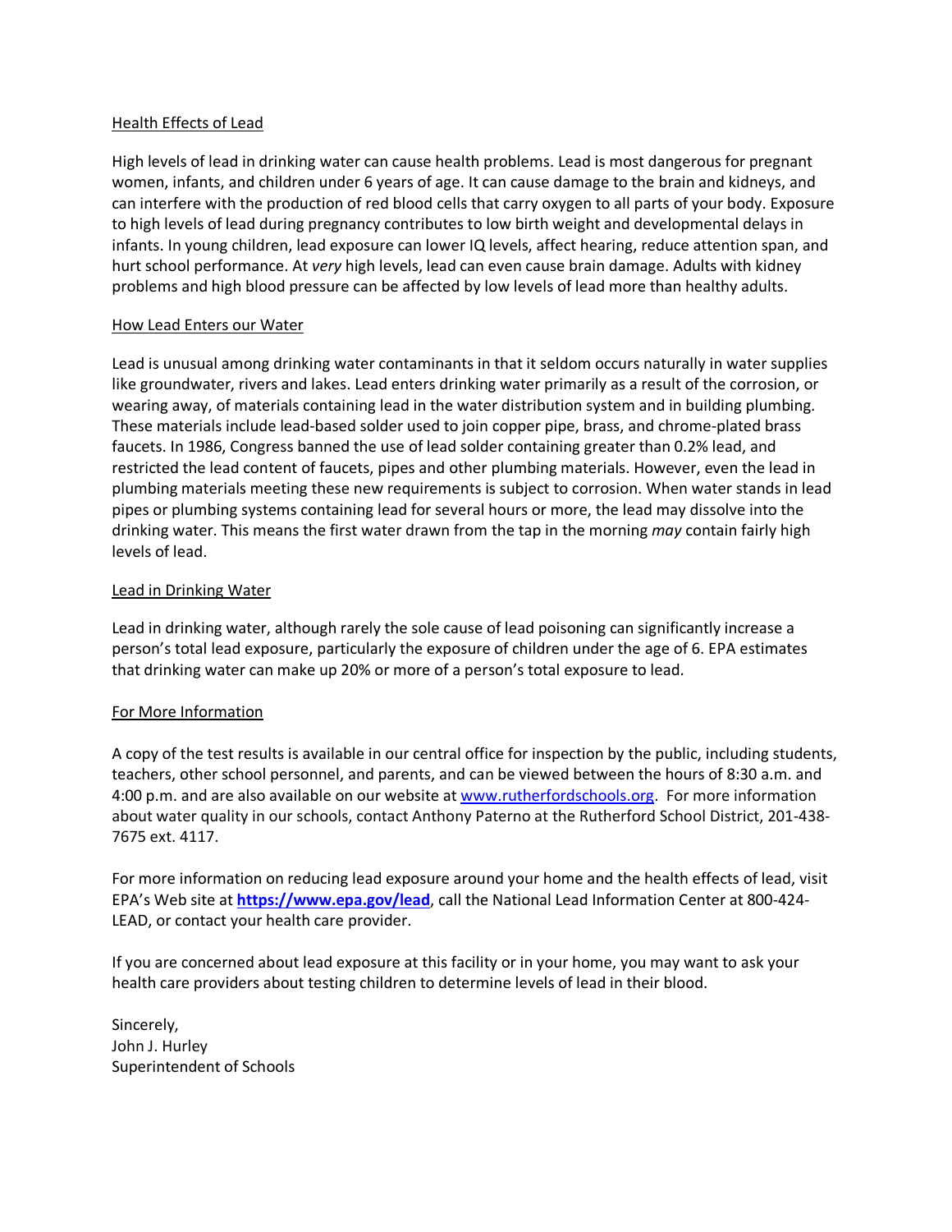## Health Effects of Lead

High levels of lead in drinking water can cause health problems. Lead is most dangerous for pregnant women, infants, and children under 6 years of age. It can cause damage to the brain and kidneys, and can interfere with the production of red blood cells that carry oxygen to all parts of your body. Exposure to high levels of lead during pregnancy contributes to low birth weight and developmental delays in infants. In young children, lead exposure can lower IQ levels, affect hearing, reduce attention span, and hurt school performance. At *very* high levels, lead can even cause brain damage. Adults with kidney problems and high blood pressure can be affected by low levels of lead more than healthy adults.

## How Lead Enters our Water

Lead is unusual among drinking water contaminants in that it seldom occurs naturally in water supplies like groundwater, rivers and lakes. Lead enters drinking water primarily as a result of the corrosion, or wearing away, of materials containing lead in the water distribution system and in building plumbing. These materials include lead-based solder used to join copper pipe, brass, and chrome-plated brass faucets. In 1986, Congress banned the use of lead solder containing greater than 0.2% lead, and restricted the lead content of faucets, pipes and other plumbing materials. However, even the lead in plumbing materials meeting these new requirements is subject to corrosion. When water stands in lead pipes or plumbing systems containing lead for several hours or more, the lead may dissolve into the drinking water. This means the first water drawn from the tap in the morning *may* contain fairly high levels of lead.

## Lead in Drinking Water

Lead in drinking water, although rarely the sole cause of lead poisoning can significantly increase a person's total lead exposure, particularly the exposure of children under the age of 6. EPA estimates that drinking water can make up 20% or more of a person's total exposure to lead.

## For More Information

A copy of the test results is available in our central office for inspection by the public, including students, teachers, other school personnel, and parents, and can be viewed between the hours of 8:30 a.m. and 4:00 p.m. and are also available on our website at [www.rutherfordschools.org](http://www.rutherfordschools.org). For more information about water quality in our schools, contact Anthony Paterno at the Rutherford School District, 201-438-7675 ext. 4117.

For more information on reducing lead exposure around your home and the health effects of lead, visit EPA's Web site at **[https://www.epa.gov/lead](https://www.epa.gov/lead)**, call the National Lead Information Center at 800-424-LEAD, or contact your health care provider.

If you are concerned about lead exposure at this facility or in your home, you may want to ask your health care providers about testing children to determine levels of lead in their blood.

Sincerely,
John J. Hurley
Superintendent of Schools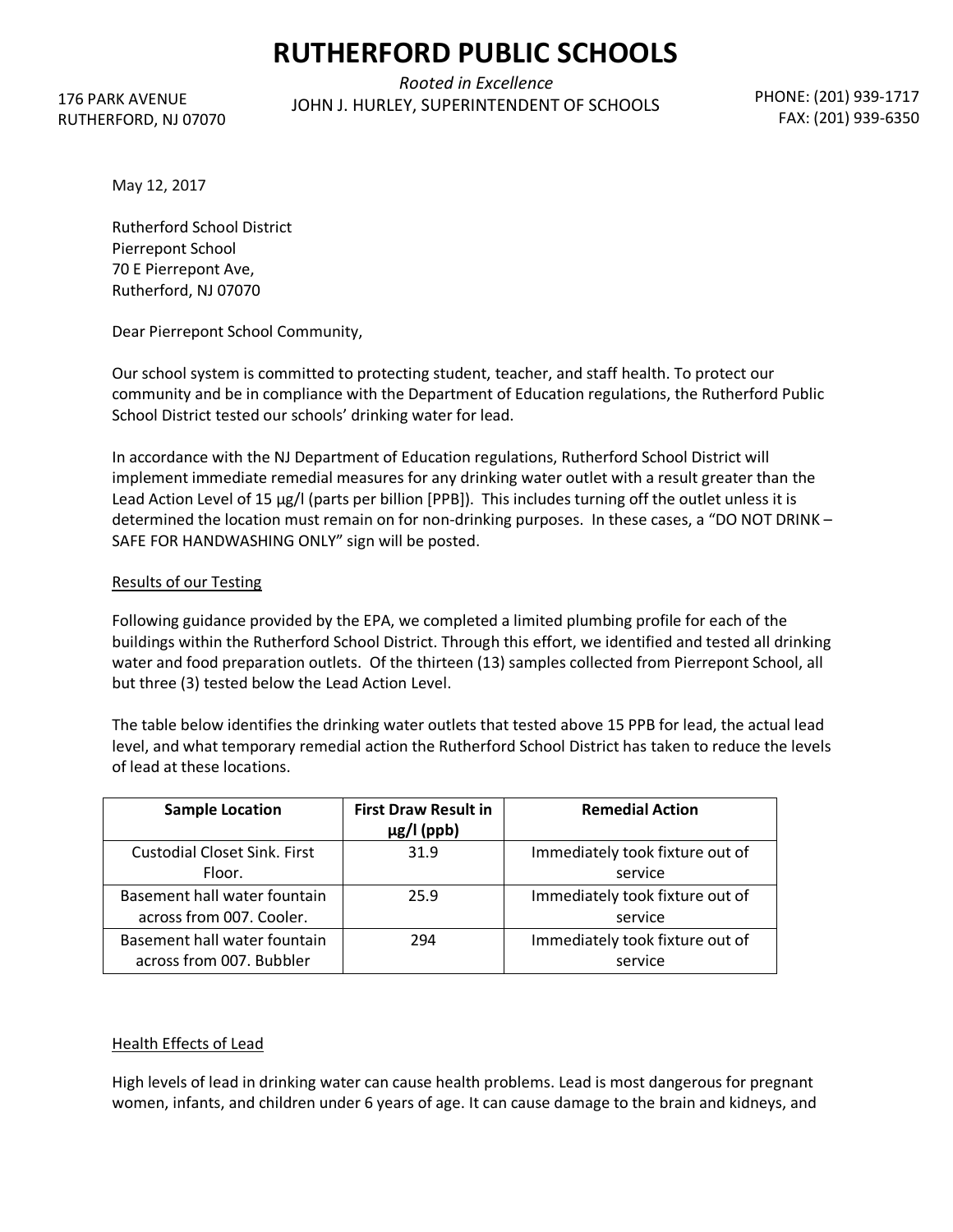# RUTHERFORD PUBLIC SCHOOLS

176 PARK AVENUE
RUTHERFORD, NJ 07070

*Rooted in Excellence*
JOHN J. HURLEY, SUPERINTENDENT OF SCHOOLS

PHONE: (201) 939-1717
FAX: (201) 939-6350

May 12, 2017

Rutherford School District
Pierrepont School
70 E Pierrepont Ave,
Rutherford, NJ 07070

Dear Pierrepont School Community,

Our school system is committed to protecting student, teacher, and staff health. To protect our community and be in compliance with the Department of Education regulations, the Rutherford Public School District tested our schools' drinking water for lead.

In accordance with the NJ Department of Education regulations, Rutherford School District will implement immediate remedial measures for any drinking water outlet with a result greater than the Lead Action Level of 15 µg/l (parts per billion [PPB]). This includes turning off the outlet unless it is determined the location must remain on for non-drinking purposes. In these cases, a "DO NOT DRINK – SAFE FOR HANDWASHING ONLY" sign will be posted.

## Results of our Testing

Following guidance provided by the EPA, we completed a limited plumbing profile for each of the buildings within the Rutherford School District. Through this effort, we identified and tested all drinking water and food preparation outlets. Of the thirteen (13) samples collected from Pierrepont School, all but three (3) tested below the Lead Action Level.

The table below identifies the drinking water outlets that tested above 15 PPB for lead, the actual lead level, and what temporary remedial action the Rutherford School District has taken to reduce the levels of lead at these locations.

| Sample Location | First Draw Result in µg/l (ppb) | Remedial Action |
|---|---|---|
| Custodial Closet Sink. First Floor. | 31.9 | Immediately took fixture out of service |
| Basement hall water fountain across from 007. Cooler. | 25.9 | Immediately took fixture out of service |
| Basement hall water fountain across from 007. Bubbler | 294 | Immediately took fixture out of service |

## Health Effects of Lead

High levels of lead in drinking water can cause health problems. Lead is most dangerous for pregnant women, infants, and children under 6 years of age. It can cause damage to the brain and kidneys, and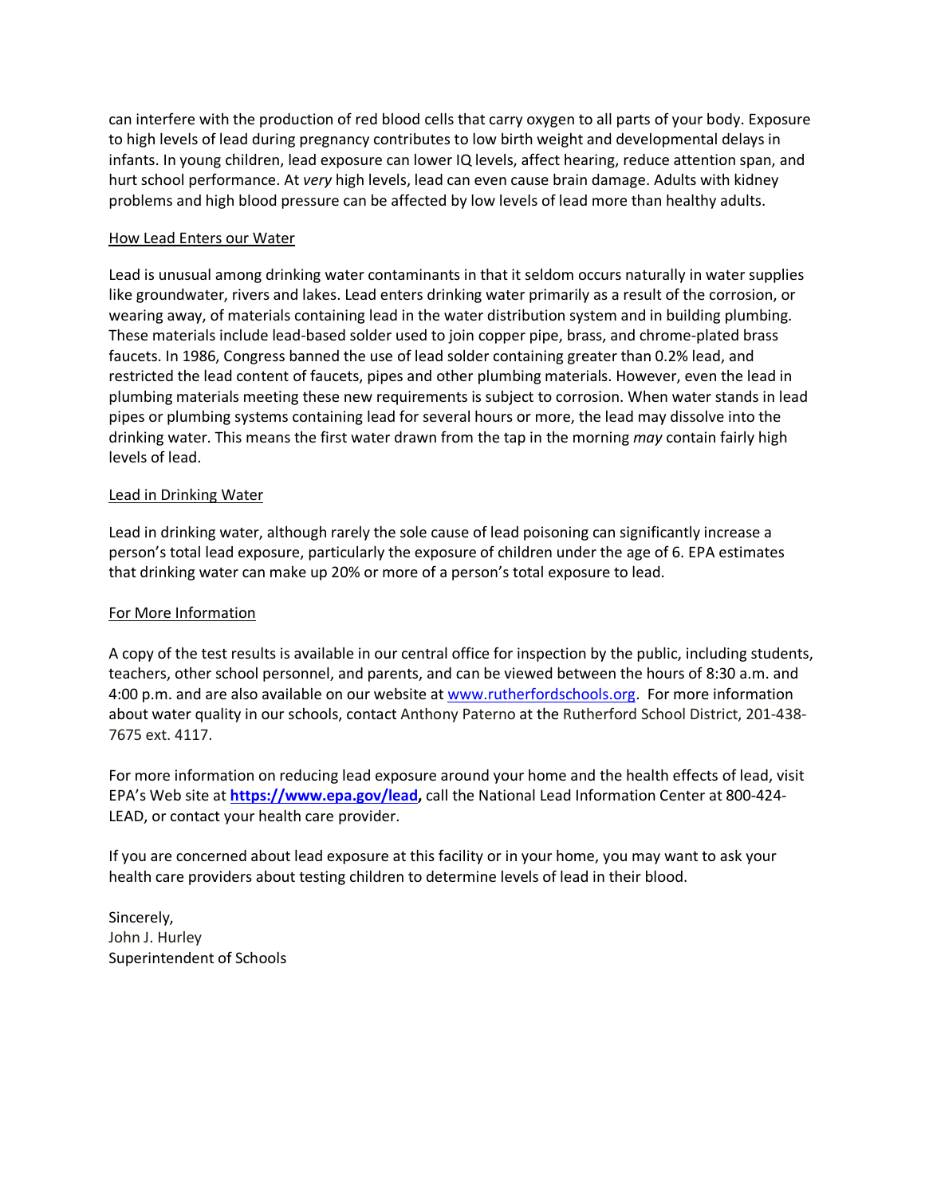can interfere with the production of red blood cells that carry oxygen to all parts of your body. Exposure to high levels of lead during pregnancy contributes to low birth weight and developmental delays in infants. In young children, lead exposure can lower IQ levels, affect hearing, reduce attention span, and hurt school performance. At *very* high levels, lead can even cause brain damage. Adults with kidney problems and high blood pressure can be affected by low levels of lead more than healthy adults.

How Lead Enters our Water

Lead is unusual among drinking water contaminants in that it seldom occurs naturally in water supplies like groundwater, rivers and lakes. Lead enters drinking water primarily as a result of the corrosion, or wearing away, of materials containing lead in the water distribution system and in building plumbing. These materials include lead-based solder used to join copper pipe, brass, and chrome-plated brass faucets. In 1986, Congress banned the use of lead solder containing greater than 0.2% lead, and restricted the lead content of faucets, pipes and other plumbing materials. However, even the lead in plumbing materials meeting these new requirements is subject to corrosion. When water stands in lead pipes or plumbing systems containing lead for several hours or more, the lead may dissolve into the drinking water. This means the first water drawn from the tap in the morning *may* contain fairly high levels of lead.

Lead in Drinking Water

Lead in drinking water, although rarely the sole cause of lead poisoning can significantly increase a person's total lead exposure, particularly the exposure of children under the age of 6. EPA estimates that drinking water can make up 20% or more of a person's total exposure to lead.

For More Information

A copy of the test results is available in our central office for inspection by the public, including students, teachers, other school personnel, and parents, and can be viewed between the hours of 8:30 a.m. and 4:00 p.m. and are also available on our website at www.rutherfordschools.org. For more information about water quality in our schools, contact Anthony Paterno at the Rutherford School District, 201-438-7675 ext. 4117.

For more information on reducing lead exposure around your home and the health effects of lead, visit EPA's Web site at **https://www.epa.gov/lead,** call the National Lead Information Center at 800-424-LEAD, or contact your health care provider.

If you are concerned about lead exposure at this facility or in your home, you may want to ask your health care providers about testing children to determine levels of lead in their blood.

Sincerely,
John J. Hurley
Superintendent of Schools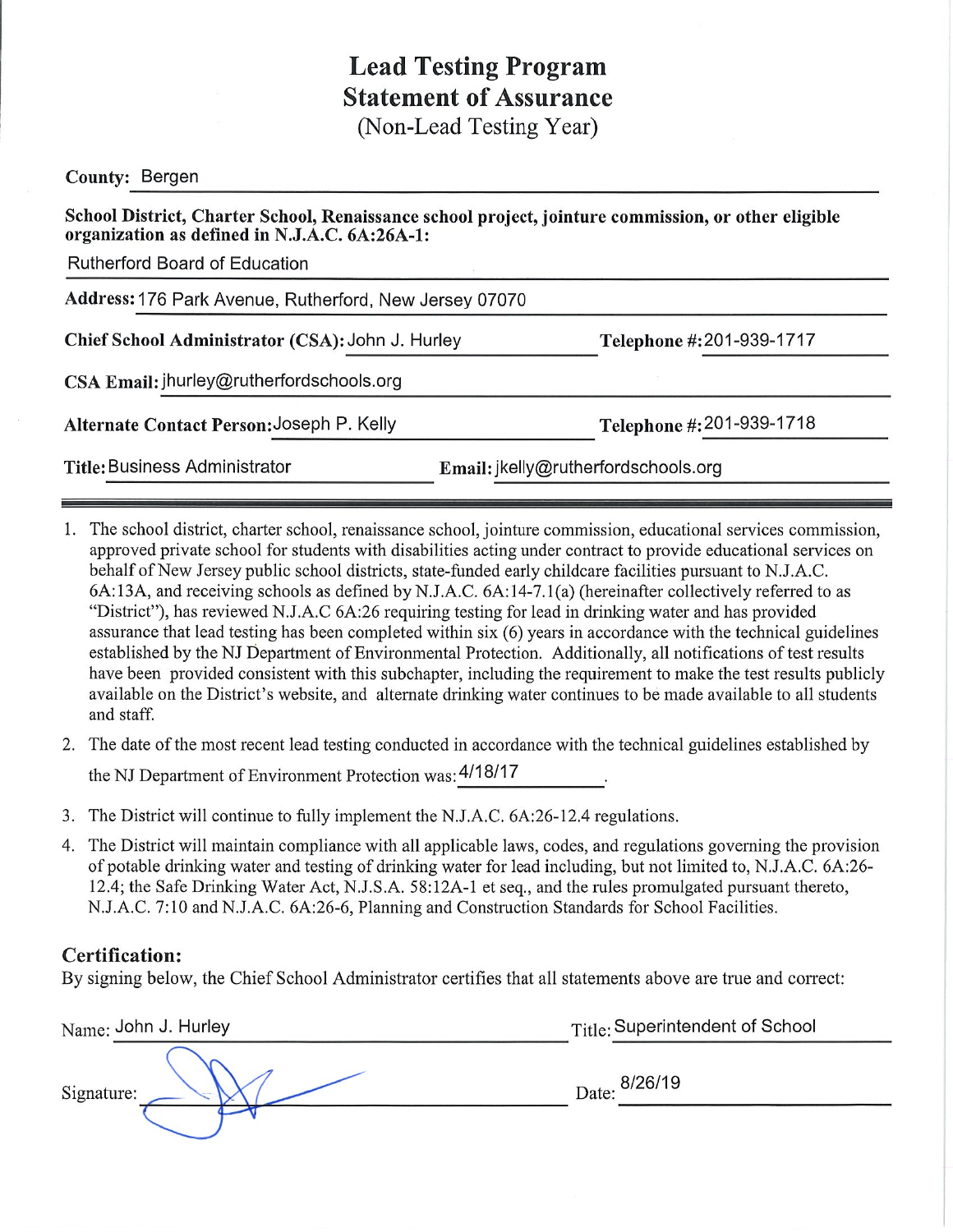# Lead Testing Program
# Statement of Assurance

(Non-Lead Testing Year)

**County:** Bergen

**School District, Charter School, Renaissance school project, jointure commission, or other eligible organization as defined in N.J.A.C. 6A:26A-1:**

Rutherford Board of Education

**Address:** 176 Park Avenue, Rutherford, New Jersey 07070

**Chief School Administrator (CSA):** John J. Hurley **Telephone #:** 201-939-1717

**CSA Email:** jhurley@rutherfordschools.org

**Alternate Contact Person:** Joseph P. Kelly **Telephone #:** 201-939-1718

**Title:** Business Administrator **Email:** jkelly@rutherfordschools.org

1. The school district, charter school, renaissance school, jointure commission, educational services commission, approved private school for students with disabilities acting under contract to provide educational services on behalf of New Jersey public school districts, state-funded early childcare facilities pursuant to N.J.A.C. 6A:13A, and receiving schools as defined by N.J.A.C. 6A:14-7.1(a) (hereinafter collectively referred to as "District"), has reviewed N.J.A.C 6A:26 requiring testing for lead in drinking water and has provided assurance that lead testing has been completed within six (6) years in accordance with the technical guidelines established by the NJ Department of Environmental Protection. Additionally, all notifications of test results have been provided consistent with this subchapter, including the requirement to make the test results publicly available on the District's website, and alternate drinking water continues to be made available to all students and staff.
2. The date of the most recent lead testing conducted in accordance with the technical guidelines established by the NJ Department of Environment Protection was: 4/18/17.
3. The District will continue to fully implement the N.J.A.C. 6A:26-12.4 regulations.
4. The District will maintain compliance with all applicable laws, codes, and regulations governing the provision of potable drinking water and testing of drinking water for lead including, but not limited to, N.J.A.C. 6A:26-12.4; the Safe Drinking Water Act, N.J.S.A. 58:12A-1 et seq., and the rules promulgated pursuant thereto, N.J.A.C. 7:10 and N.J.A.C. 6A:26-6, Planning and Construction Standards for School Facilities.

## Certification:

By signing below, the Chief School Administrator certifies that all statements above are true and correct:

Name: John J. Hurley Title: Superintendent of School

Signature: [signature] Date: 8/26/19